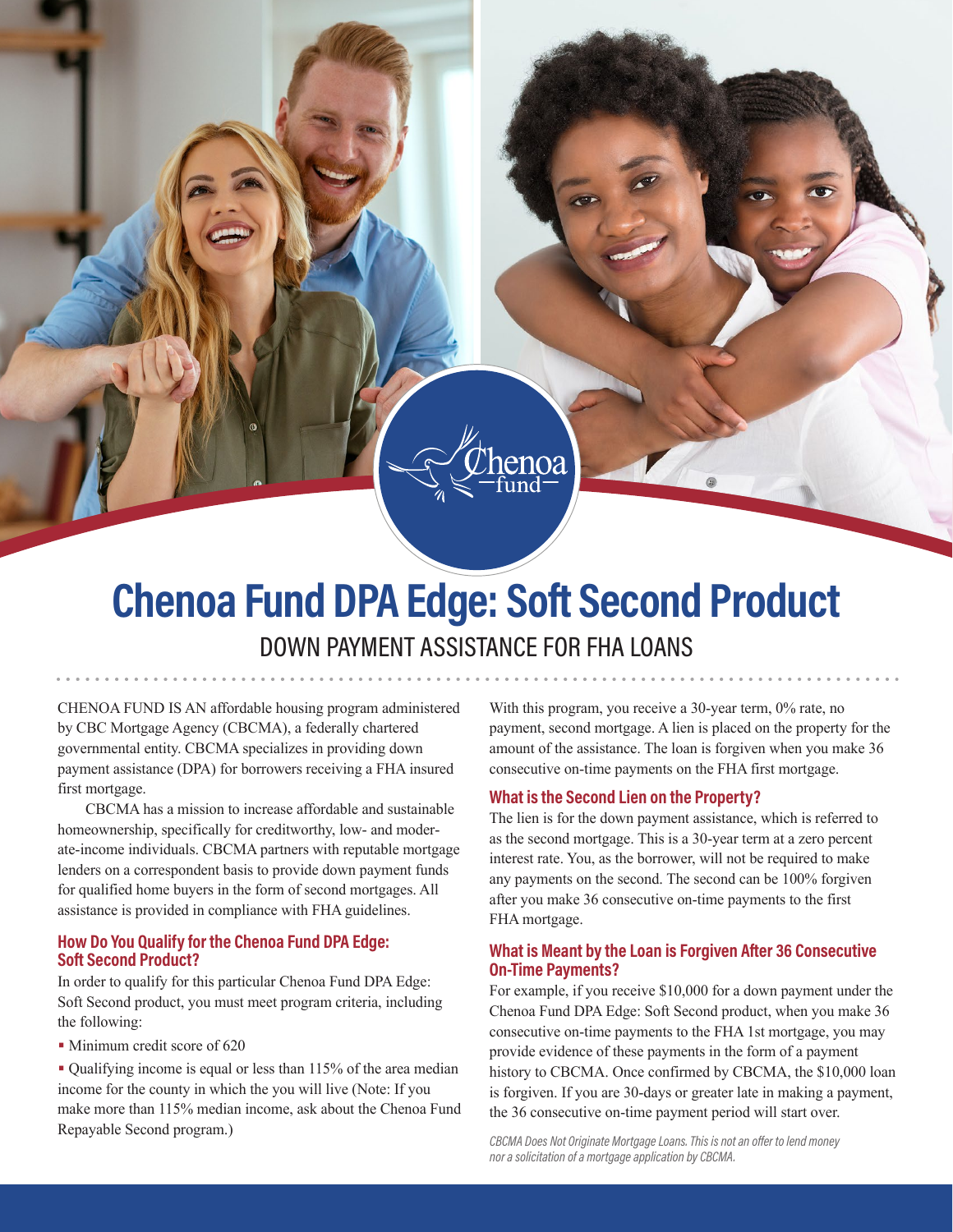# Chenoa Fund DPA Edge: Soft Second Product

## DOWN PAYMENT ASSISTANCE FOR FHA LOANS

CHENOA FUND IS AN affordable housing program administered by CBC Mortgage Agency (CBCMA), a federally chartered governmental entity. CBCMA specializes in providing down payment assistance (DPA) for borrowers receiving a FHA insured first mortgage.

CBCMA has a mission to increase affordable and sustainable homeownership, specifically for creditworthy, low- and moderate-income individuals. CBCMA partners with reputable mortgage lenders on a correspondent basis to provide down payment funds for qualified home buyers in the form of second mortgages. All assistance is provided in compliance with FHA guidelines.

### How Do You Qualify for the Chenoa Fund DPA Edge: Soft Second Product?

In order to qualify for this particular Chenoa Fund DPA Edge: Soft Second product, you must meet program criteria, including the following:

- Minimum credit score of 620
- Qualifying income is equal or less than 115% of the area median income for the county in which the you will live (Note: If you make more than 115% median income, ask about the Chenoa Fund Repayable Second program.)

With this program, you receive a 30-year term, 0% rate, no payment, second mortgage. A lien is placed on the property for the amount of the assistance. The loan is forgiven when you make 36 consecutive on-time payments on the FHA first mortgage.

### What is the Second Lien on the Property?

The lien is for the down payment assistance, which is referred to as the second mortgage. This is a 30-year term at a zero percent interest rate. You, as the borrower, will not be required to make any payments on the second. The second can be 100% forgiven after you make 36 consecutive on-time payments to the first FHA mortgage.

### What is Meant by the Loan is Forgiven After 36 Consecutive On-Time Payments?

For example, if you receive $10,000 for a down payment under the Chenoa Fund DPA Edge: Soft Second product, when you make 36 consecutive on-time payments to the FHA 1st mortgage, you may provide evidence of these payments in the form of a payment history to CBCMA. Once confirmed by CBCMA, the $10,000 loan is forgiven. If you are 30-days or greater late in making a payment, the 36 consecutive on-time payment period will start over.

*CBCMA Does Not Originate Mortgage Loans. This is not an offer to lend money nor a solicitation of a mortgage application by CBCMA.*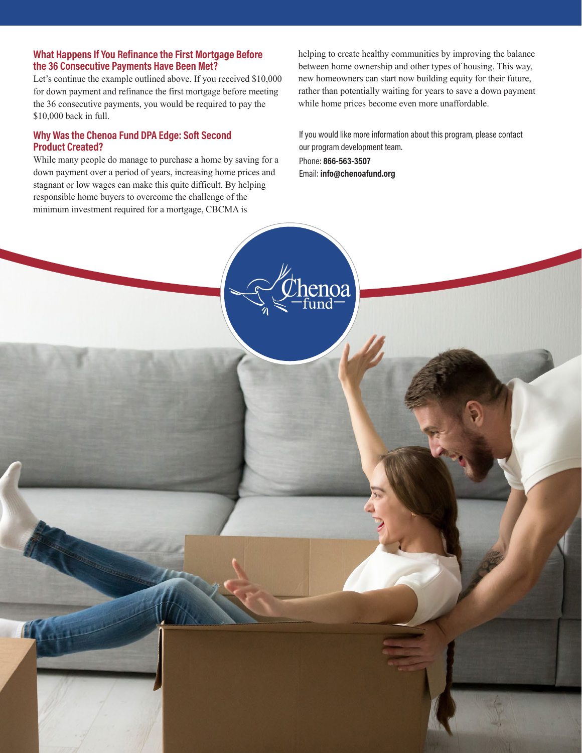## What Happens If You Refinance the First Mortgage Before the 36 Consecutive Payments Have Been Met?

Let's continue the example outlined above. If you received $10,000 for down payment and refinance the first mortgage before meeting the 36 consecutive payments, you would be required to pay the $10,000 back in full.

## Why Was the Chenoa Fund DPA Edge: Soft Second Product Created?

While many people do manage to purchase a home by saving for a down payment over a period of years, increasing home prices and stagnant or low wages can make this quite difficult. By helping responsible home buyers to overcome the challenge of the minimum investment required for a mortgage, CBCMA is helping to create healthy communities by improving the balance between home ownership and other types of housing. This way, new homeowners can start now building equity for their future, rather than potentially waiting for years to save a down payment while home prices become even more unaffordable.

If you would like more information about this program, please contact our program development team.

Phone: **866-563-3507**

Email: **info@chenoafund.org**